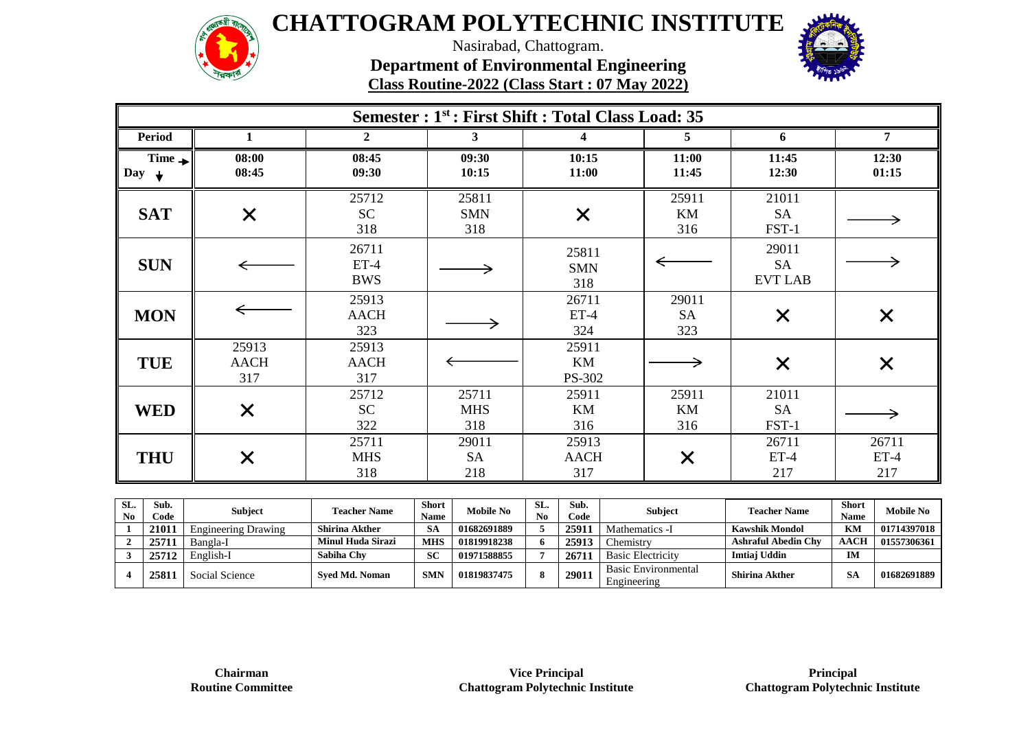# CHATTOGRAM POLYTECHNIC INSTITUTE

Nasirabad, Chattogram.

**Department of Environmental Engineering**

**Class Routine-2022 (Class Start : 07 May 2022)**

## Semester : 1st : First Shift : Total Class Load: 35

| Period | 1 | 2 | 3 | 4 | 5 | 6 | 7 |
|---|---|---|---|---|---|---|---|
| Time → / Day ↓ | 08:00 08:45 | 08:45 09:30 | 09:30 10:15 | 10:15 11:00 | 11:00 11:45 | 11:45 12:30 | 12:30 01:15 |
| **SAT** | ✕ | 25712 SC 318 | 25811 SMN 318 | ✕ | 25911 KM 316 | 21011 SA FST-1 | → |
| **SUN** | ← | 26711 ET-4 BWS | → | 25811 SMN 318 | ← | 29011 SA EVT LAB | → |
| **MON** | ← | 25913 AACH 323 | → | 26711 ET-4 324 | 29011 SA 323 | ✕ | ✕ |
| **TUE** | 25913 AACH 317 | 25913 AACH 317 | ← | 25911 KM PS-302 | → | ✕ | ✕ |
| **WED** | ✕ | 25712 SC 322 | 25711 MHS 318 | 25911 KM 316 | 25911 KM 316 | 21011 SA FST-1 | → |
| **THU** | ✕ | 25711 MHS 318 | 29011 SA 218 | 25913 AACH 317 | ✕ | 26711 ET-4 217 | 26711 ET-4 217 |

| SL. No | Sub. Code | Subject | Teacher Name | Short Name | Mobile No | SL. No | Sub. Code | Subject | Teacher Name | Short Name | Mobile No |
|---|---|---|---|---|---|---|---|---|---|---|---|
| 1 | 21011 | Engineering Drawing | Shirina Akther | SA | 01682691889 | 5 | 25911 | Mathematics -I | Kawshik Mondol | KM | 01714397018 |
| 2 | 25711 | Bangla-I | Minul Huda Sirazi | MHS | 01819918238 | 6 | 25913 | Chemistry | Ashraful Abedin Chy | AACH | 01557306361 |
| 3 | 25712 | English-I | Sabiha Chy | SC | 01971588855 | 7 | 26711 | Basic Electricity | Imtiaj Uddin | IM | |
| 4 | 25811 | Social Science | Syed Md. Noman | SMN | 01819837475 | 8 | 29011 | Basic Environmental Engineering | Shirina Akther | SA | 01682691889 |

**Chairman**
**Routine Committee**

**Vice Principal**
**Chattogram Polytechnic Institute**

**Principal**
**Chattogram Polytechnic Institute**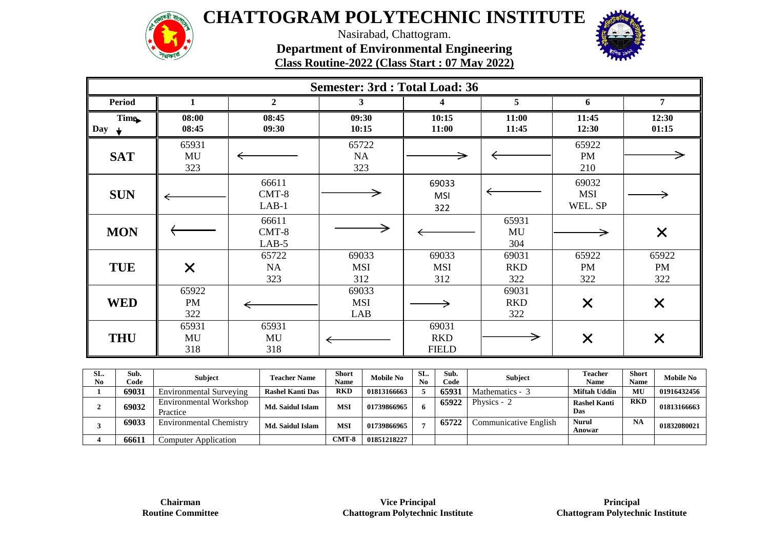# CHATTOGRAM POLYTECHNIC INSTITUTE

Nasirabad, Chattogram.

**Department of Environmental Engineering**

**Class Routine-2022 (Class Start : 07 May 2022)**

| Semester: 3rd : Total Load: 36 | | | | | | | |
|---|---|---|---|---|---|---|---|
| **Period** | **1** | **2** | **3** | **4** | **5** | **6** | **7** |
| **Time / Day** | **08:00 08:45** | **08:45 09:30** | **09:30 10:15** | **10:15 11:00** | **11:00 11:45** | **11:45 12:30** | **12:30 01:15** |
| **SAT** | 65931 MU 323 | ← | 65722 NA 323 | → | ← | 65922 PM 210 | → |
| **SUN** | ← | 66611 CMT-8 LAB-1 | → | 69033 MSI 322 | ← | 69032 MSI WEL. SP | → |
| **MON** | ← | 66611 CMT-8 LAB-5 | → | ← | 65931 MU 304 | → | × |
| **TUE** | × | 65722 NA 323 | 69033 MSI 312 | 69033 MSI 312 | 69031 RKD 322 | 65922 PM 322 | 65922 PM 322 |
| **WED** | 65922 PM 322 | ← | 69033 MSI LAB | → | 69031 RKD 322 | × | × |
| **THU** | 65931 MU 318 | 65931 MU 318 | ← | 69031 RKD FIELD | → | × | × |

| SL. No | Sub. Code | Subject | Teacher Name | Short Name | Mobile No | SL. No | Sub. Code | Subject | Teacher Name | Short Name | Mobile No |
|---|---|---|---|---|---|---|---|---|---|---|---|
| 1 | 69031 | Environmental Surveying | Rashel Kanti Das | RKD | 01813166663 | 5 | 65931 | Mathematics - 3 | Miftah Uddin | MU | 01916432456 |
| 2 | 69032 | Environmental Workshop Practice | Md. Saidul Islam | MSI | 01739866965 | 6 | 65922 | Physics - 2 | Rashel Kanti Das | RKD | 01813166663 |
| 3 | 69033 | Environmental Chemistry | Md. Saidul Islam | MSI | 01739866965 | 7 | 65722 | Communicative English | Nurul Anowar | NA | 01832080021 |
| 4 | 66611 | Computer Application | | CMT-8 | 01851218227 | | | | | | |

**Chairman**
**Routine Committee**

**Vice Principal**
**Chattogram Polytechnic Institute**

**Principal**
**Chattogram Polytechnic Institute**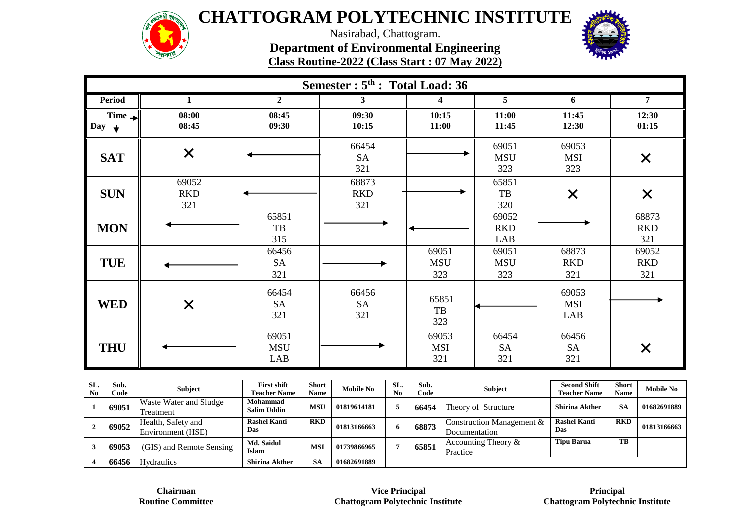# CHATTOGRAM POLYTECHNIC INSTITUTE

Nasirabad, Chattogram.

**Department of Environmental Engineering**

**Class Routine-2022 (Class Start : 07 May 2022)**

**Semester : 5th : Total Load: 36**

| Period | 1 | 2 | 3 | 4 | 5 | 6 | 7 |
|---|---|---|---|---|---|---|---|
| Time → / Day ↓ | 08:00 08:45 | 08:45 09:30 | 09:30 10:15 | 10:15 11:00 | 11:00 11:45 | 11:45 12:30 | 12:30 01:15 |
| **SAT** | ✕ | ← | 66454 SA 321 | → | 69051 MSU 323 | 69053 MSI 323 | ✕ |
| **SUN** | 69052 RKD 321 | ← | 68873 RKD 321 | → | 65851 TB 320 | ✕ | ✕ |
| **MON** | ← | 65851 TB 315 | → | ← | 69052 RKD LAB | → | 68873 RKD 321 |
| **TUE** | ← | 66456 SA 321 | → | 69051 MSU 323 | 69051 MSU 323 | 68873 RKD 321 | 69052 RKD 321 |
| **WED** | ✕ | 66454 SA 321 | 66456 SA 321 | 65851 TB 323 | ← | 69053 MSI LAB | → |
| **THU** | ← | 69051 MSU LAB | → | 69053 MSI 321 | 66454 SA 321 | 66456 SA 321 | ✕ |

| SL. No | Sub. Code | Subject | First shift Teacher Name | Short Name | Mobile No | SL. No | Sub. Code | Subject | Second Shift Teacher Name | Short Name | Mobile No |
|---|---|---|---|---|---|---|---|---|---|---|---|
| 1 | 69051 | Waste Water and Sludge Treatment | Mohammad Salim Uddin | MSU | 01819614181 | 5 | 66454 | Theory of Structure | Shirina Akther | SA | 01682691889 |
| 2 | 69052 | Health, Safety and Environment (HSE) | Rashel Kanti Das | RKD | 01813166663 | 6 | 68873 | Construction Management & Documentation | Rashel Kanti Das | RKD | 01813166663 |
| 3 | 69053 | (GIS) and Remote Sensing | Md. Saidul Islam | MSI | 01739866965 | 7 | 65851 | Accounting Theory & Practice | Tipu Barua | TB | |
| 4 | 66456 | Hydraulics | Shirina Akther | SA | 01682691889 | | | | | | |

**Chairman**
**Routine Committee**

**Vice Principal**
**Chattogram Polytechnic Institute**

**Principal**
**Chattogram Polytechnic Institute**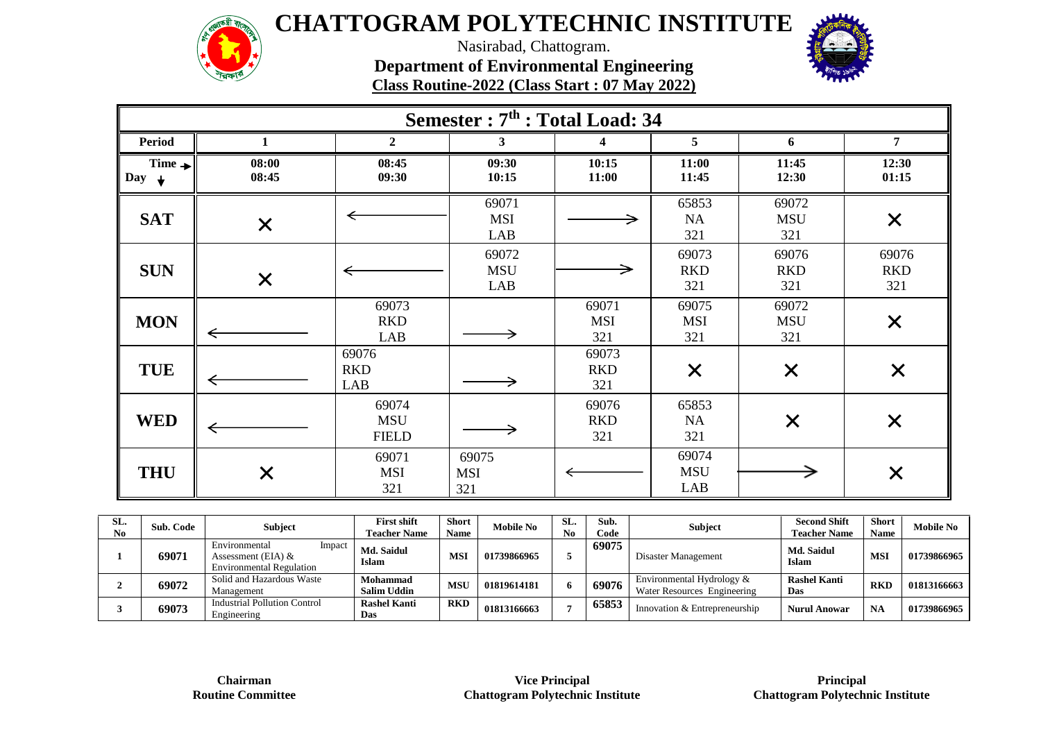# CHATTOGRAM POLYTECHNIC INSTITUTE

Nasirabad, Chattogram.

**Department of Environmental Engineering**

**Class Routine-2022 (Class Start : 07 May 2022)**

## Semester : 7th : Total Load: 34

| Period | 1 | 2 | 3 | 4 | 5 | 6 | 7 |
|---|---|---|---|---|---|---|---|
| Time → / Day ↓ | 08:00 08:45 | 08:45 09:30 | 09:30 10:15 | 10:15 11:00 | 11:00 11:45 | 11:45 12:30 | 12:30 01:15 |
| **SAT** | × | ← | 69071 MSI LAB | → | 65853 NA 321 | 69072 MSU 321 | × |
| **SUN** | × | ← | 69072 MSU LAB | → | 69073 RKD 321 | 69076 RKD 321 | 69076 RKD 321 |
| **MON** | ← | 69073 RKD LAB | → | 69071 MSI 321 | 69075 MSI 321 | 69072 MSU 321 | × |
| **TUE** | ← | 69076 RKD LAB | → | 69073 RKD 321 | × | × | × |
| **WED** | ← | 69074 MSU FIELD | → | 69076 RKD 321 | 65853 NA 321 | × | × |
| **THU** | × | 69071 MSI 321 | 69075 MSI 321 | ← | 69074 MSU LAB | → | × |

| SL. No | Sub. Code | Subject | First shift Teacher Name | Short Name | Mobile No | SL. No | Sub. Code | Subject | Second Shift Teacher Name | Short Name | Mobile No |
|---|---|---|---|---|---|---|---|---|---|---|---|
| 1 | 69071 | Environmental Impact Assessment (EIA) & Environmental Regulation | Md. Saidul Islam | MSI | 01739866965 | 5 | 69075 | Disaster Management | Md. Saidul Islam | MSI | 01739866965 |
| 2 | 69072 | Solid and Hazardous Waste Management | Mohammad Salim Uddin | MSU | 01819614181 | 6 | 69076 | Environmental Hydrology & Water Resources Engineering | Rashel Kanti Das | RKD | 01813166663 |
| 3 | 69073 | Industrial Pollution Control Engineering | Rashel Kanti Das | RKD | 01813166663 | 7 | 65853 | Innovation & Entrepreneurship | Nurul Anowar | NA | 01739866965 |

**Chairman**
**Routine Committee**

**Vice Principal**
**Chattogram Polytechnic Institute**

**Principal**
**Chattogram Polytechnic Institute**